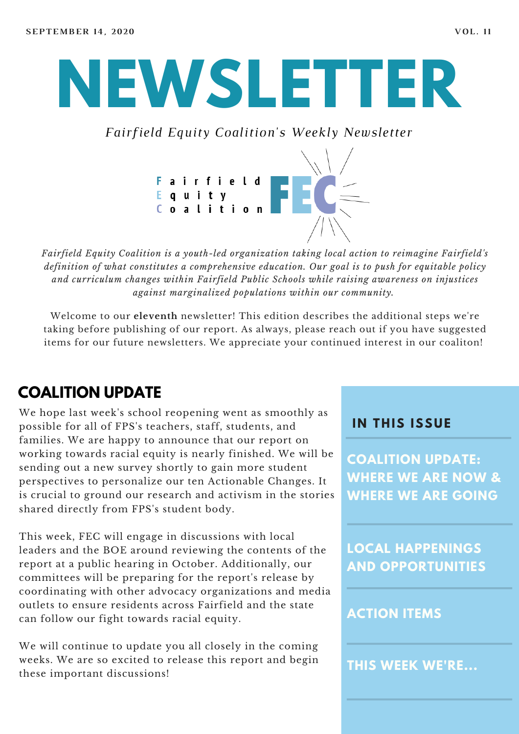SEPTEMBER 14, 2020

VOL. 11

# NEWSLETTER

*Fairfield Equity Coalition's Weekly Newsletter*

Fairfield
Equity
Coalition

FEC

*Fairfield Equity Coalition is a youth-led organization taking local action to reimagine Fairfield's definition of what constitutes a comprehensive education. Our goal is to push for equitable policy and curriculum changes within Fairfield Public Schools while raising awareness on injustices against marginalized populations within our community.*

Welcome to our **eleventh** newsletter! This edition describes the additional steps we're taking before publishing of our report. As always, please reach out if you have suggested items for our future newsletters. We appreciate your continued interest in our coaliton!

## COALITION UPDATE

We hope last week's school reopening went as smoothly as possible for all of FPS's teachers, staff, students, and families. We are happy to announce that our report on working towards racial equity is nearly finished. We will be sending out a new survey shortly to gain more student perspectives to personalize our ten Actionable Changes. It is crucial to ground our research and activism in the stories shared directly from FPS's student body.

This week, FEC will engage in discussions with local leaders and the BOE around reviewing the contents of the report at a public hearing in October. Additionally, our committees will be preparing for the report's release by coordinating with other advocacy organizations and media outlets to ensure residents across Fairfield and the state can follow our fight towards racial equity.

We will continue to update you all closely in the coming weeks. We are so excited to release this report and begin these important discussions!

### IN THIS ISSUE

- **COALITION UPDATE: WHERE WE ARE NOW & WHERE WE ARE GOING**
- **LOCAL HAPPENINGS AND OPPORTUNITIES**
- **ACTION ITEMS**
- **THIS WEEK WE'RE...**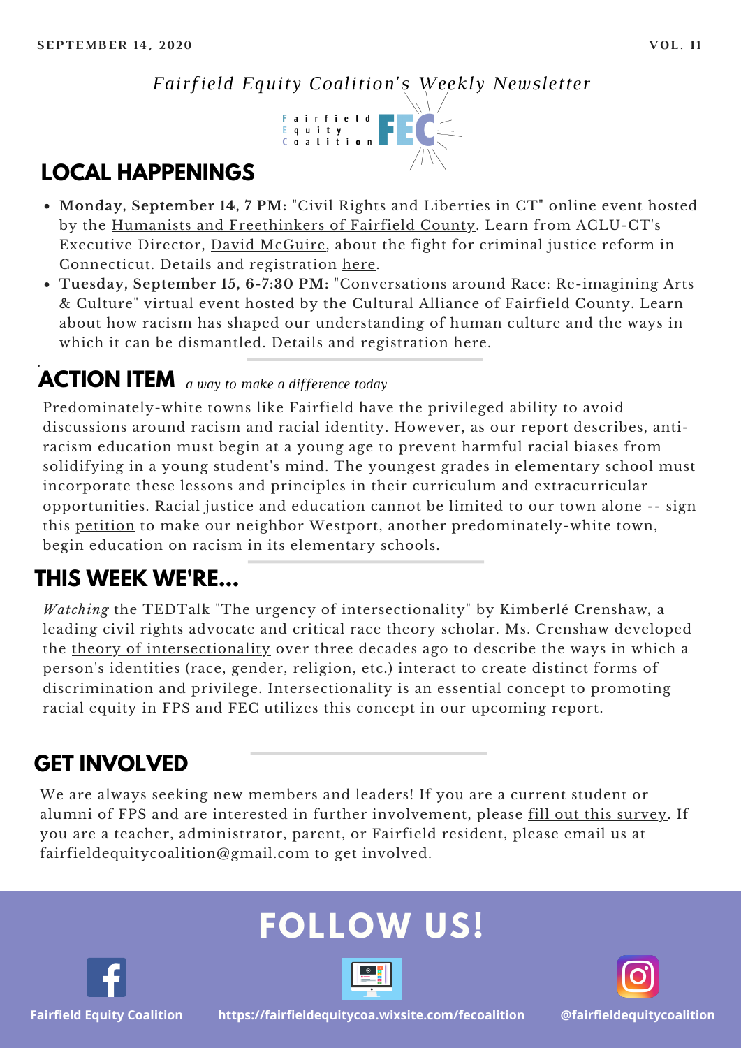SEPTEMBER 14, 2020 VOL. 11

*Fairfield Equity Coalition's Weekly Newsletter*

Fairfield Equity Coalition FEC

## LOCAL HAPPENINGS

- **Monday, September 14, 7 PM:** "Civil Rights and Liberties in CT" online event hosted by the Humanists and Freethinkers of Fairfield County. Learn from ACLU-CT's Executive Director, David McGuire, about the fight for criminal justice reform in Connecticut. Details and registration here.
- **Tuesday, September 15, 6-7:30 PM:** "Conversations around Race: Re-imagining Arts & Culture" virtual event hosted by the Cultural Alliance of Fairfield County. Learn about how racism has shaped our understanding of human culture and the ways in which it can be dismantled. Details and registration here.

## ACTION ITEM *a way to make a difference today*

Predominately-white towns like Fairfield have the privileged ability to avoid discussions around racism and racial identity. However, as our report describes, anti-racism education must begin at a young age to prevent harmful racial biases from solidifying in a young student's mind. The youngest grades in elementary school must incorporate these lessons and principles in their curriculum and extracurricular opportunities. Racial justice and education cannot be limited to our town alone -- sign this petition to make our neighbor Westport, another predominately-white town, begin education on racism in its elementary schools.

## THIS WEEK WE'RE...

*Watching* the TEDTalk "The urgency of intersectionality" by Kimberlé Crenshaw, a leading civil rights advocate and critical race theory scholar. Ms. Crenshaw developed the theory of intersectionality over three decades ago to describe the ways in which a person's identities (race, gender, religion, etc.) interact to create distinct forms of discrimination and privilege. Intersectionality is an essential concept to promoting racial equity in FPS and FEC utilizes this concept in our upcoming report.

## GET INVOLVED

We are always seeking new members and leaders! If you are a current student or alumni of FPS and are interested in further involvement, please fill out this survey. If you are a teacher, administrator, parent, or Fairfield resident, please email us at fairfieldequitycoalition@gmail.com to get involved.

## FOLLOW US!

Fairfield Equity Coalition

https://fairfieldequitycoa.wixsite.com/fecoalition

@fairfieldequitycoalition